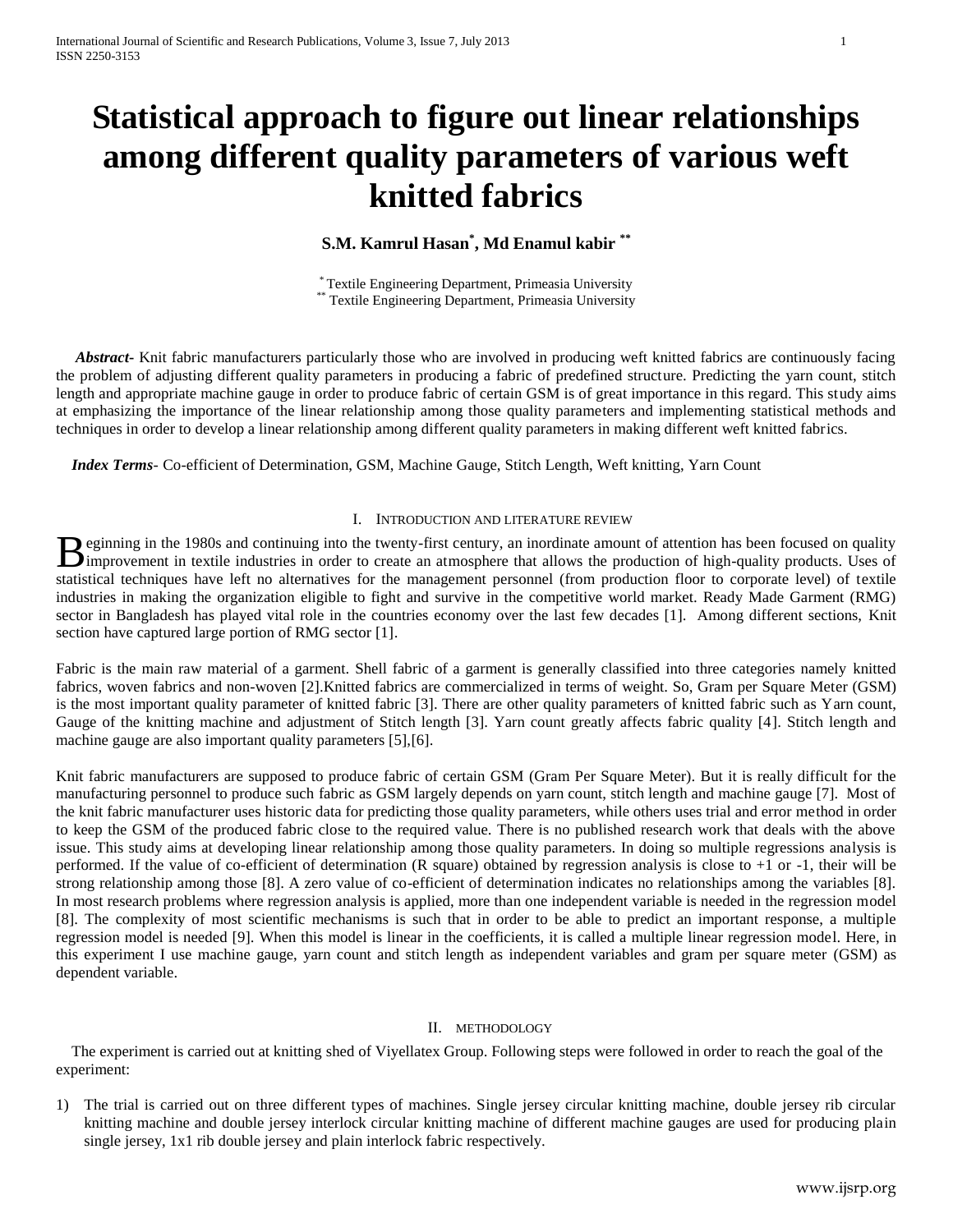# Statistical approach to figure out linear relationships among different quality parameters of various weft knitted fabrics

**S.M. Kamrul Hasan[*], Md Enamul kabir [**]**

[*] Textile Engineering Department, Primeasia University
[**] Textile Engineering Department, Primeasia University

***Abstract-*** Knit fabric manufacturers particularly those who are involved in producing weft knitted fabrics are continuously facing the problem of adjusting different quality parameters in producing a fabric of predefined structure. Predicting the yarn count, stitch length and appropriate machine gauge in order to produce fabric of certain GSM is of great importance in this regard. This study aims at emphasizing the importance of the linear relationship among those quality parameters and implementing statistical methods and techniques in order to develop a linear relationship among different quality parameters in making different weft knitted fabrics.

***Index Terms*-** Co-efficient of Determination, GSM, Machine Gauge, Stitch Length, Weft knitting, Yarn Count

## I. Introduction and Literature Review

Beginning in the 1980s and continuing into the twenty-first century, an inordinate amount of attention has been focused on quality improvement in textile industries in order to create an atmosphere that allows the production of high-quality products. Uses of statistical techniques have left no alternatives for the management personnel (from production floor to corporate level) of textile industries in making the organization eligible to fight and survive in the competitive world market. Ready Made Garment (RMG) sector in Bangladesh has played vital role in the countries economy over the last few decades [1]. Among different sections, Knit section have captured large portion of RMG sector [1].

Fabric is the main raw material of a garment. Shell fabric of a garment is generally classified into three categories namely knitted fabrics, woven fabrics and non-woven [2].Knitted fabrics are commercialized in terms of weight. So, Gram per Square Meter (GSM) is the most important quality parameter of knitted fabric [3]. There are other quality parameters of knitted fabric such as Yarn count, Gauge of the knitting machine and adjustment of Stitch length [3]. Yarn count greatly affects fabric quality [4]. Stitch length and machine gauge are also important quality parameters [5],[6].

Knit fabric manufacturers are supposed to produce fabric of certain GSM (Gram Per Square Meter). But it is really difficult for the manufacturing personnel to produce such fabric as GSM largely depends on yarn count, stitch length and machine gauge [7]. Most of the knit fabric manufacturer uses historic data for predicting those quality parameters, while others uses trial and error method in order to keep the GSM of the produced fabric close to the required value. There is no published research work that deals with the above issue. This study aims at developing linear relationship among those quality parameters. In doing so multiple regressions analysis is performed. If the value of co-efficient of determination (R square) obtained by regression analysis is close to +1 or -1, their will be strong relationship among those [8]. A zero value of co-efficient of determination indicates no relationships among the variables [8]. In most research problems where regression analysis is applied, more than one independent variable is needed in the regression model [8]. The complexity of most scientific mechanisms is such that in order to be able to predict an important response, a multiple regression model is needed [9]. When this model is linear in the coefficients, it is called a multiple linear regression model. Here, in this experiment I use machine gauge, yarn count and stitch length as independent variables and gram per square meter (GSM) as dependent variable.

## II. Methodology

The experiment is carried out at knitting shed of Viyellatex Group. Following steps were followed in order to reach the goal of the experiment:

1) The trial is carried out on three different types of machines. Single jersey circular knitting machine, double jersey rib circular knitting machine and double jersey interlock circular knitting machine of different machine gauges are used for producing plain single jersey, 1x1 rib double jersey and plain interlock fabric respectively.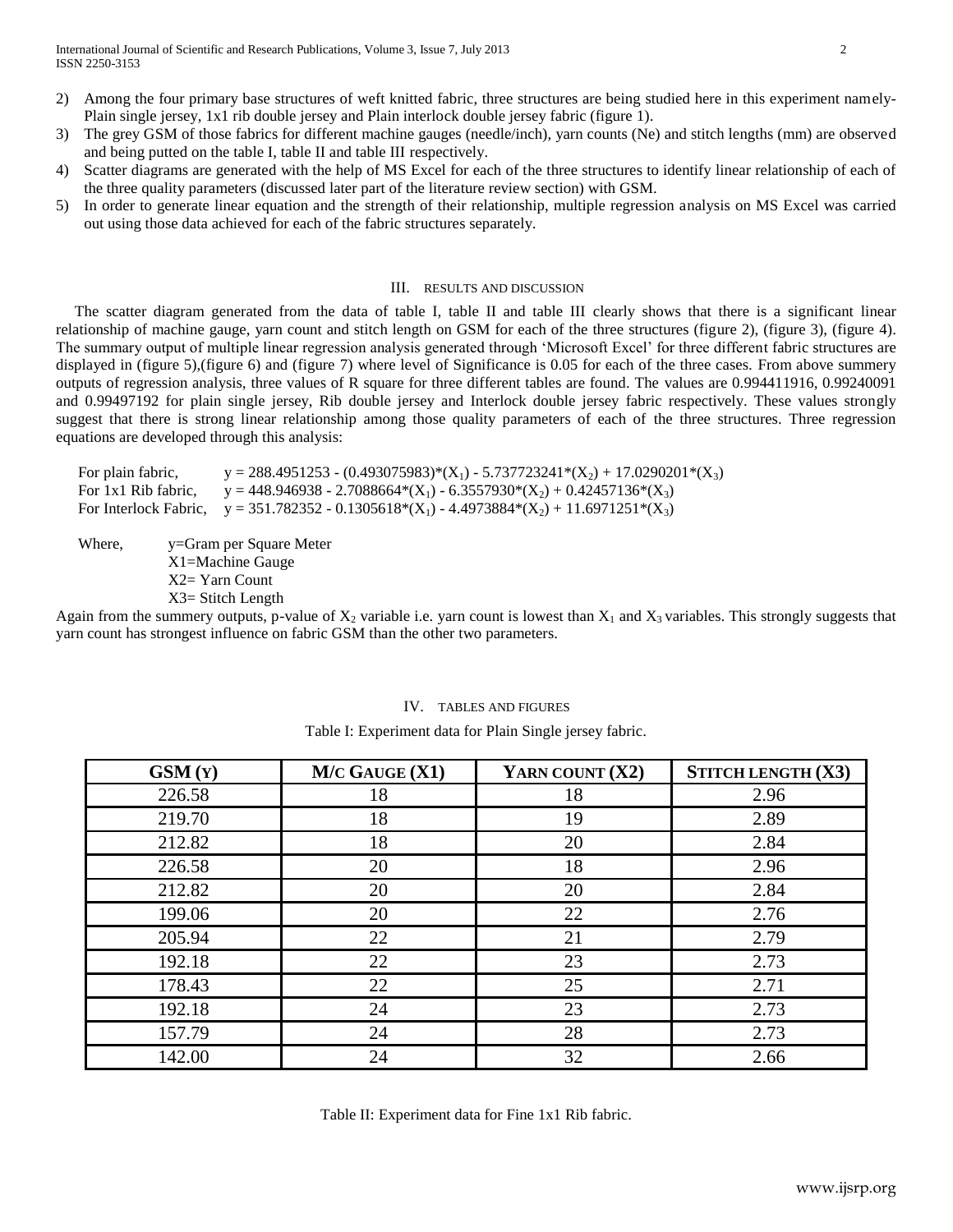2) Among the four primary base structures of weft knitted fabric, three structures are being studied here in this experiment namely- Plain single jersey, 1x1 rib double jersey and Plain interlock double jersey fabric (figure 1).
3) The grey GSM of those fabrics for different machine gauges (needle/inch), yarn counts (Ne) and stitch lengths (mm) are observed and being putted on the table I, table II and table III respectively.
4) Scatter diagrams are generated with the help of MS Excel for each of the three structures to identify linear relationship of each of the three quality parameters (discussed later part of the literature review section) with GSM.
5) In order to generate linear equation and the strength of their relationship, multiple regression analysis on MS Excel was carried out using those data achieved for each of the fabric structures separately.

## III. Results and Discussion

The scatter diagram generated from the data of table I, table II and table III clearly shows that there is a significant linear relationship of machine gauge, yarn count and stitch length on GSM for each of the three structures (figure 2), (figure 3), (figure 4). The summary output of multiple linear regression analysis generated through 'Microsoft Excel' for three different fabric structures are displayed in (figure 5),(figure 6) and (figure 7) where level of Significance is 0.05 for each of the three cases. From above summery outputs of regression analysis, three values of R square for three different tables are found. The values are 0.994411916, 0.99240091 and 0.99497192 for plain single jersey, Rib double jersey and Interlock double jersey fabric respectively. These values strongly suggest that there is strong linear relationship among those quality parameters of each of the three structures. Three regression equations are developed through this analysis:

For plain fabric, $y = 288.4951253 - (0.493075983)*(X_1) - 5.737723241*(X_2) + 17.0290201*(X_3)$

For 1x1 Rib fabric, $y = 448.946938 - 2.7088664*(X_1) - 6.3557930*(X_2) + 0.42457136*(X_3)$

For Interlock Fabric, $y = 351.782352 - 0.1305618*(X_1) - 4.4973884*(X_2) + 11.6971251*(X_3)$

Where, y=Gram per Square Meter
X1=Machine Gauge
X2= Yarn Count
X3= Stitch Length

Again from the summery outputs, p-value of $X_2$ variable i.e. yarn count is lowest than $X_1$ and $X_3$ variables. This strongly suggests that yarn count has strongest influence on fabric GSM than the other two parameters.

## IV. Tables and Figures

Table I: Experiment data for Plain Single jersey fabric.

| GSM (Y) | M/C GAUGE (X1) | YARN COUNT (X2) | STITCH LENGTH (X3) |
|---|---|---|---|
| 226.58 | 18 | 18 | 2.96 |
| 219.70 | 18 | 19 | 2.89 |
| 212.82 | 18 | 20 | 2.84 |
| 226.58 | 20 | 18 | 2.96 |
| 212.82 | 20 | 20 | 2.84 |
| 199.06 | 20 | 22 | 2.76 |
| 205.94 | 22 | 21 | 2.79 |
| 192.18 | 22 | 23 | 2.73 |
| 178.43 | 22 | 25 | 2.71 |
| 192.18 | 24 | 23 | 2.73 |
| 157.79 | 24 | 28 | 2.73 |
| 142.00 | 24 | 32 | 2.66 |

Table II: Experiment data for Fine 1x1 Rib fabric.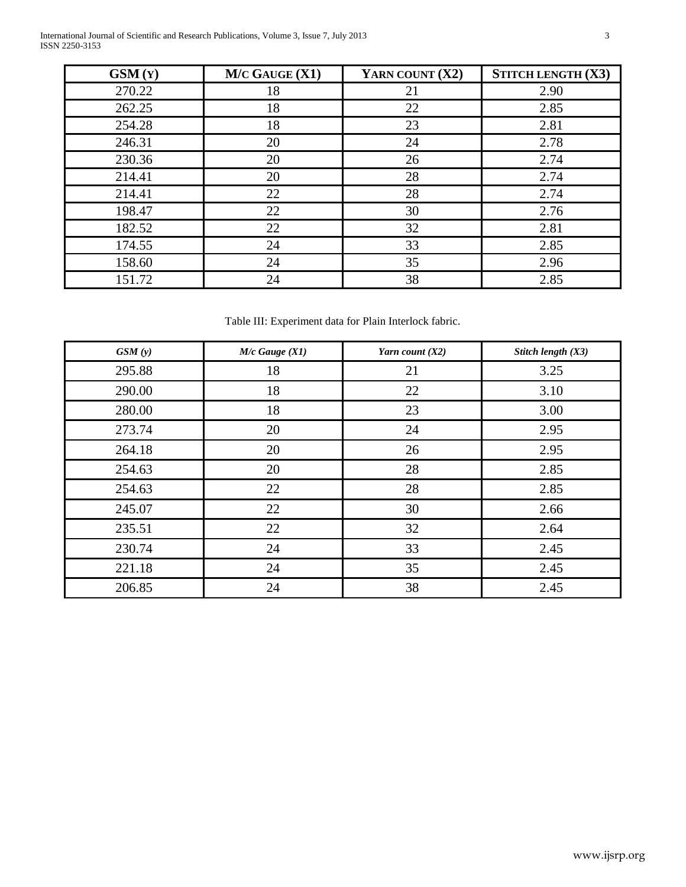| GSM (Y) | M/C GAUGE (X1) | YARN COUNT (X2) | STITCH LENGTH (X3) |
|---|---|---|---|
| 270.22 | 18 | 21 | 2.90 |
| 262.25 | 18 | 22 | 2.85 |
| 254.28 | 18 | 23 | 2.81 |
| 246.31 | 20 | 24 | 2.78 |
| 230.36 | 20 | 26 | 2.74 |
| 214.41 | 20 | 28 | 2.74 |
| 214.41 | 22 | 28 | 2.74 |
| 198.47 | 22 | 30 | 2.76 |
| 182.52 | 22 | 32 | 2.81 |
| 174.55 | 24 | 33 | 2.85 |
| 158.60 | 24 | 35 | 2.96 |
| 151.72 | 24 | 38 | 2.85 |

Table III: Experiment data for Plain Interlock fabric.

| *GSM (y)* | *M/c Gauge (X1)* | *Yarn count (X2)* | *Stitch length (X3)* |
|---|---|---|---|
| 295.88 | 18 | 21 | 3.25 |
| 290.00 | 18 | 22 | 3.10 |
| 280.00 | 18 | 23 | 3.00 |
| 273.74 | 20 | 24 | 2.95 |
| 264.18 | 20 | 26 | 2.95 |
| 254.63 | 20 | 28 | 2.85 |
| 254.63 | 22 | 28 | 2.85 |
| 245.07 | 22 | 30 | 2.66 |
| 235.51 | 22 | 32 | 2.64 |
| 230.74 | 24 | 33 | 2.45 |
| 221.18 | 24 | 35 | 2.45 |
| 206.85 | 24 | 38 | 2.45 |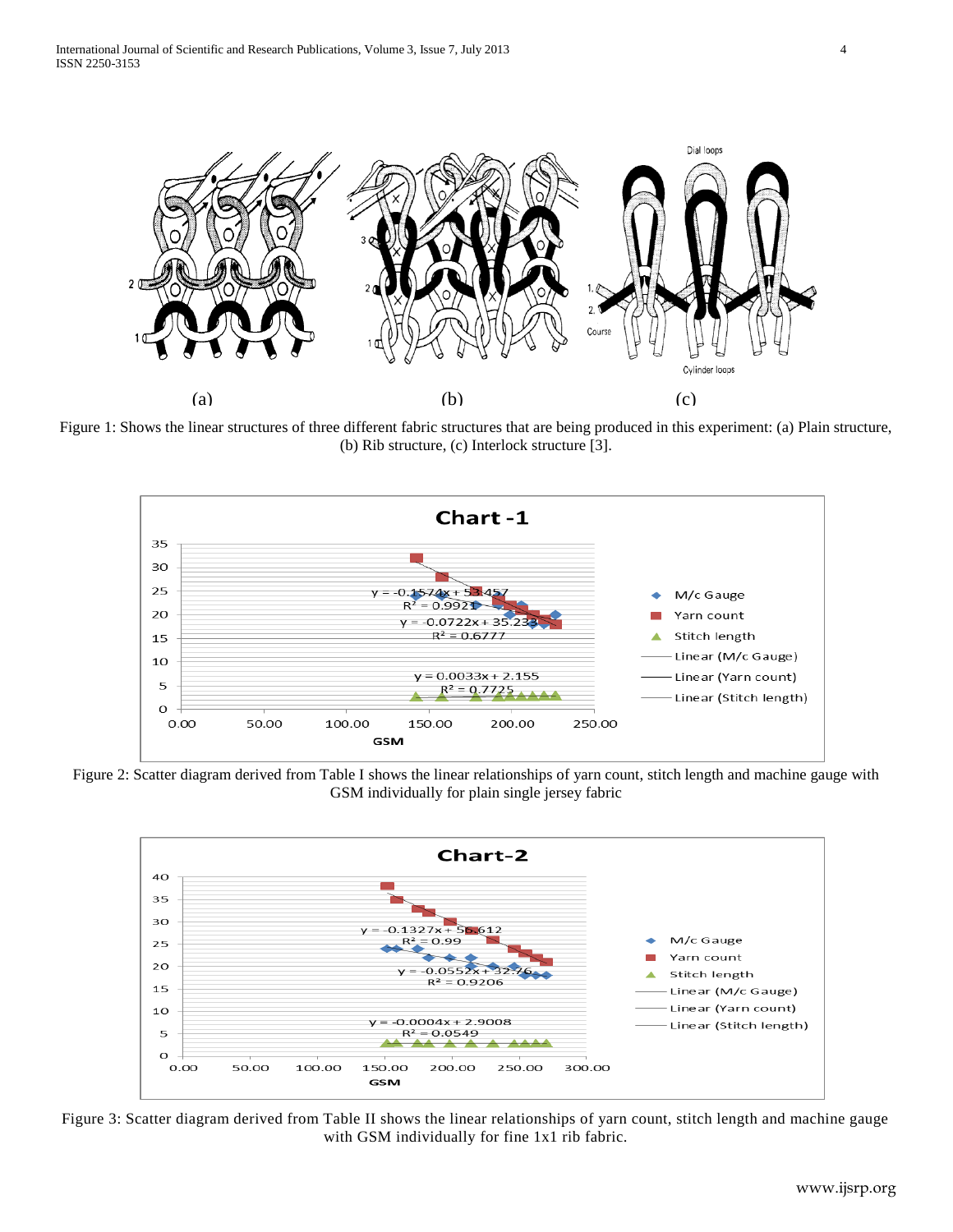Figure 1: Shows the linear structures of three different fabric structures that are being produced in this experiment: (a) Plain structure, (b) Rib structure, (c) Interlock structure [3].

Figure 2: Scatter diagram derived from Table I shows the linear relationships of yarn count, stitch length and machine gauge with GSM individually for plain single jersey fabric

Figure 3: Scatter diagram derived from Table II shows the linear relationships of yarn count, stitch length and machine gauge with GSM individually for fine 1x1 rib fabric.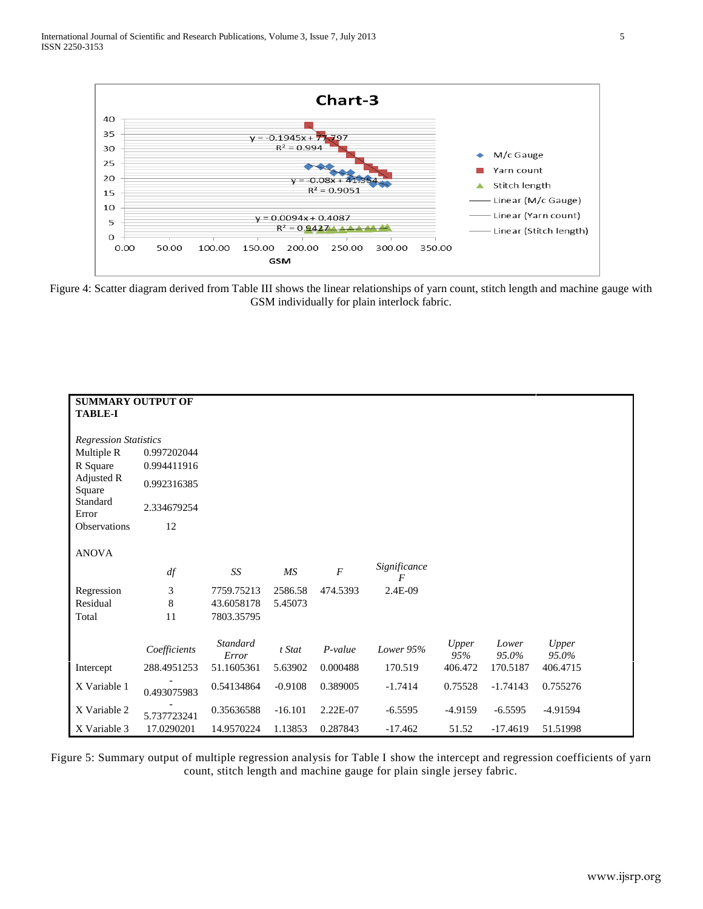Figure 4: Scatter diagram derived from Table III shows the linear relationships of yarn count, stitch length and machine gauge with GSM individually for plain interlock fabric.

**SUMMARY OUTPUT OF TABLE-I**

| *Regression Statistics* | |
|---|---|
| Multiple R | 0.997202044 |
| R Square | 0.994411916 |
| Adjusted R Square | 0.992316385 |
| Standard Error | 2.334679254 |
| Observations | 12 |

ANOVA

| | *df* | *SS* | *MS* | *F* | *Significance F* |
|---|---|---|---|---|---|
| Regression | 3 | 7759.75213 | 2586.58 | 474.5393 | 2.4E-09 |
| Residual | 8 | 43.6058178 | 5.45073 | | |
| Total | 11 | 7803.35795 | | | |

| | *Coefficients* | *Standard Error* | *t Stat* | *P-value* | *Lower 95%* | *Upper 95%* | *Lower 95.0%* | *Upper 95.0%* |
|---|---|---|---|---|---|---|---|---|
| Intercept | 288.4951253 | 51.1605361 | 5.63902 | 0.000488 | 170.519 | 406.472 | 170.5187 | 406.4715 |
| X Variable 1 | -0.493075983 | 0.54134864 | -0.9108 | 0.389005 | -1.7414 | 0.75528 | -1.74143 | 0.755276 |
| X Variable 2 | -5.737723241 | 0.35636588 | -16.101 | 2.22E-07 | -6.5595 | -4.9159 | -6.5595 | -4.91594 |
| X Variable 3 | 17.0290201 | 14.9570224 | 1.13853 | 0.287843 | -17.462 | 51.52 | -17.4619 | 51.51998 |

Figure 5: Summary output of multiple regression analysis for Table I show the intercept and regression coefficients of yarn count, stitch length and machine gauge for plain single jersey fabric.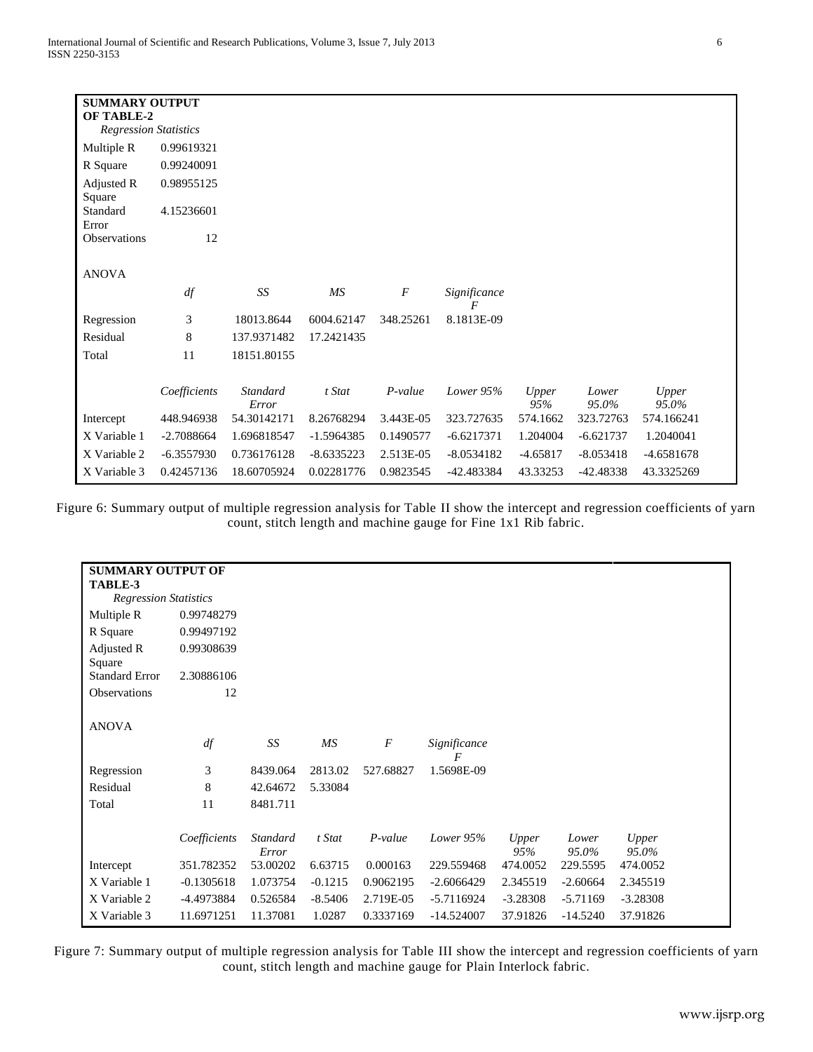**SUMMARY OUTPUT OF TABLE-2**

*Regression Statistics*

| | |
|---|---|
| Multiple R | 0.99619321 |
| R Square | 0.99240091 |
| Adjusted R Square | 0.98955125 |
| Standard Error | 4.15236601 |
| Observations | 12 |

ANOVA

| | *df* | *SS* | *MS* | *F* | *Significance F* |
|---|---|---|---|---|---|
| Regression | 3 | 18013.8644 | 6004.62147 | 348.25261 | 8.1813E-09 |
| Residual | 8 | 137.9371482 | 17.2421435 | | |
| Total | 11 | 18151.80155 | | | |

| | *Coefficients* | *Standard Error* | *t Stat* | *P-value* | *Lower 95%* | *Upper 95%* | *Lower 95.0%* | *Upper 95.0%* |
|---|---|---|---|---|---|---|---|---|
| Intercept | 448.946938 | 54.30142171 | 8.26768294 | 3.443E-05 | 323.727635 | 574.1662 | 323.72763 | 574.166241 |
| X Variable 1 | -2.7088664 | 1.696818547 | -1.5964385 | 0.1490577 | -6.6217371 | 1.204004 | -6.621737 | 1.2040041 |
| X Variable 2 | -6.3557930 | 0.736176128 | -8.6335223 | 2.513E-05 | -8.0534182 | -4.65817 | -8.053418 | -4.6581678 |
| X Variable 3 | 0.42457136 | 18.60705924 | 0.02281776 | 0.9823545 | -42.483384 | 43.33253 | -42.48338 | 43.3325269 |

Figure 6: Summary output of multiple regression analysis for Table II show the intercept and regression coefficients of yarn count, stitch length and machine gauge for Fine 1x1 Rib fabric.

**SUMMARY OUTPUT OF TABLE-3**

*Regression Statistics*

| | |
|---|---|
| Multiple R | 0.99748279 |
| R Square | 0.99497192 |
| Adjusted R Square | 0.99308639 |
| Standard Error | 2.30886106 |
| Observations | 12 |

ANOVA

| | *df* | *SS* | *MS* | *F* | *Significance F* |
|---|---|---|---|---|---|
| Regression | 3 | 8439.064 | 2813.02 | 527.68827 | 1.5698E-09 |
| Residual | 8 | 42.64672 | 5.33084 | | |
| Total | 11 | 8481.711 | | | |

| | *Coefficients* | *Standard Error* | *t Stat* | *P-value* | *Lower 95%* | *Upper 95%* | *Lower 95.0%* | *Upper 95.0%* |
|---|---|---|---|---|---|---|---|---|
| Intercept | 351.782352 | 53.00202 | 6.63715 | 0.000163 | 229.559468 | 474.0052 | 229.5595 | 474.0052 |
| X Variable 1 | -0.1305618 | 1.073754 | -0.1215 | 0.9062195 | -2.6066429 | 2.345519 | -2.60664 | 2.345519 |
| X Variable 2 | -4.4973884 | 0.526584 | -8.5406 | 2.719E-05 | -5.7116924 | -3.28308 | -5.71169 | -3.28308 |
| X Variable 3 | 11.6971251 | 11.37081 | 1.0287 | 0.3337169 | -14.524007 | 37.91826 | -14.5240 | 37.91826 |

Figure 7: Summary output of multiple regression analysis for Table III show the intercept and regression coefficients of yarn count, stitch length and machine gauge for Plain Interlock fabric.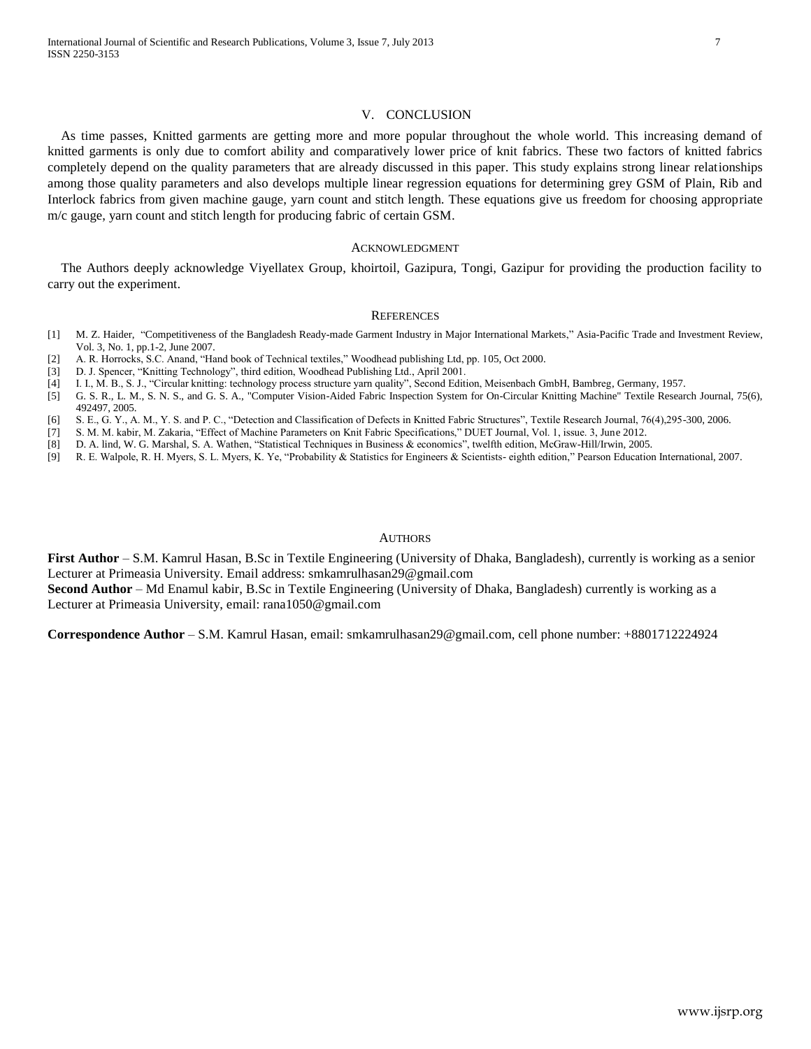## V. CONCLUSION

As time passes, Knitted garments are getting more and more popular throughout the whole world. This increasing demand of knitted garments is only due to comfort ability and comparatively lower price of knit fabrics. These two factors of knitted fabrics completely depend on the quality parameters that are already discussed in this paper. This study explains strong linear relationships among those quality parameters and also develops multiple linear regression equations for determining grey GSM of Plain, Rib and Interlock fabrics from given machine gauge, yarn count and stitch length. These equations give us freedom for choosing appropriate m/c gauge, yarn count and stitch length for producing fabric of certain GSM.

## ACKNOWLEDGMENT

The Authors deeply acknowledge Viyellatex Group, khoirtoil, Gazipura, Tongi, Gazipur for providing the production facility to carry out the experiment.

## REFERENCES

[1] M. Z. Haider, "Competitiveness of the Bangladesh Ready-made Garment Industry in Major International Markets," Asia-Pacific Trade and Investment Review, Vol. 3, No. 1, pp.1-2, June 2007.

[2] A. R. Horrocks, S.C. Anand, "Hand book of Technical textiles," Woodhead publishing Ltd, pp. 105, Oct 2000.

[3] D. J. Spencer, "Knitting Technology", third edition, Woodhead Publishing Ltd., April 2001.

[4] I. I., M. B., S. J., "Circular knitting: technology process structure yarn quality", Second Edition, Meisenbach GmbH, Bambreg, Germany, 1957.

[5] G. S. R., L. M., S. N. S., and G. S. A., "Computer Vision-Aided Fabric Inspection System for On-Circular Knitting Machine" Textile Research Journal, 75(6), 492497, 2005.

[6] S. E., G. Y., A. M., Y. S. and P. C., "Detection and Classification of Defects in Knitted Fabric Structures", Textile Research Journal, 76(4),295-300, 2006.

[7] S. M. M. kabir, M. Zakaria, "Effect of Machine Parameters on Knit Fabric Specifications," DUET Journal, Vol. 1, issue. 3, June 2012.

[8] D. A. lind, W. G. Marshal, S. A. Wathen, "Statistical Techniques in Business & economics", twelfth edition, McGraw-Hill/Irwin, 2005.

[9] R. E. Walpole, R. H. Myers, S. L. Myers, K. Ye, "Probability & Statistics for Engineers & Scientists- eighth edition," Pearson Education International, 2007.

## AUTHORS

**First Author** – S.M. Kamrul Hasan, B.Sc in Textile Engineering (University of Dhaka, Bangladesh), currently is working as a senior Lecturer at Primeasia University. Email address: smkamrulhasan29@gmail.com

**Second Author** – Md Enamul kabir, B.Sc in Textile Engineering (University of Dhaka, Bangladesh) currently is working as a Lecturer at Primeasia University, email: rana1050@gmail.com

**Correspondence Author** – S.M. Kamrul Hasan, email: smkamrulhasan29@gmail.com, cell phone number: +8801712224924